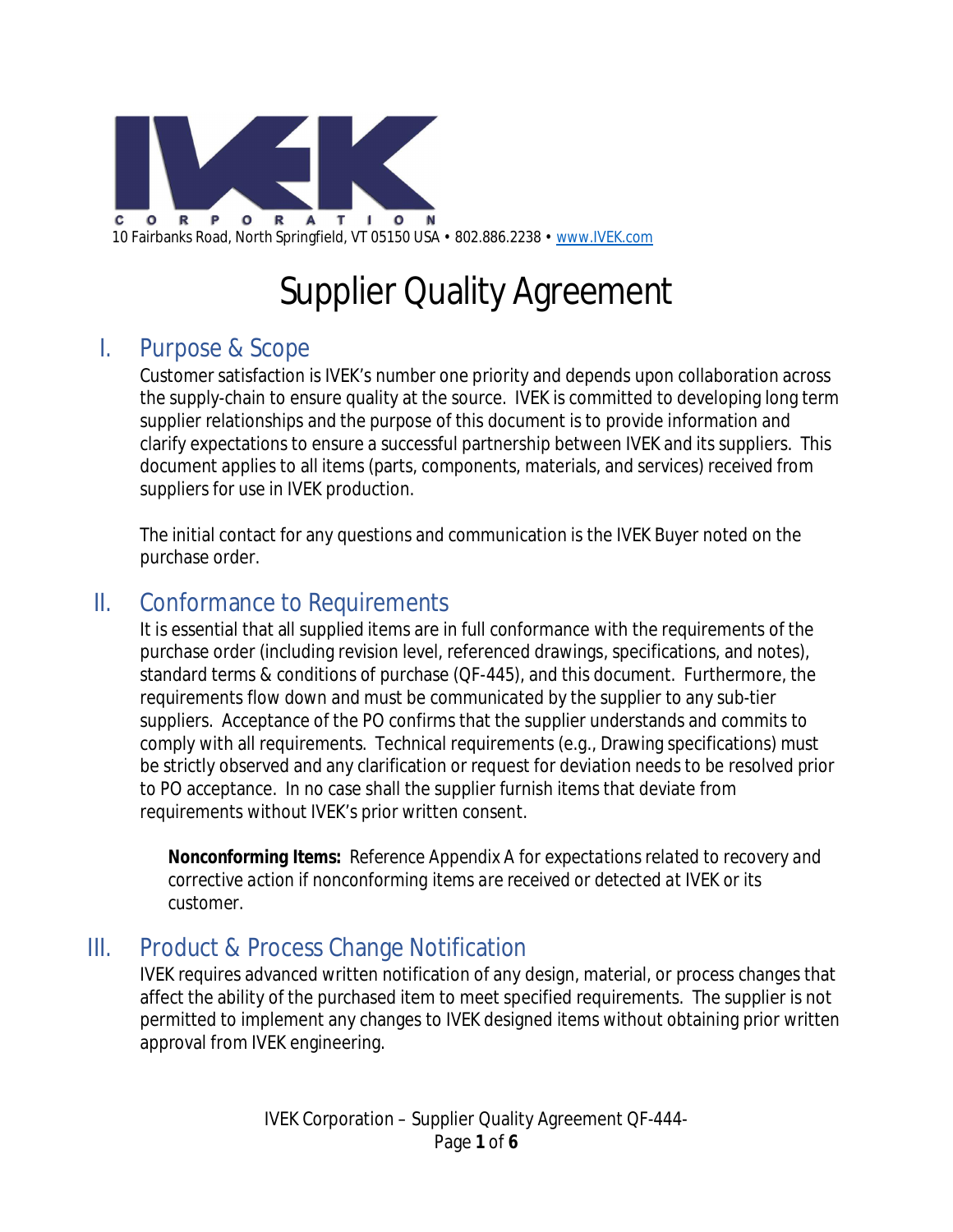IVEK CORPORATION

10 Fairbanks Road, North Springfield, VT 05150 USA • 802.886.2238 • www.IVEK.com

# Supplier Quality Agreement

## I. Purpose & Scope

Customer satisfaction is IVEK's number one priority and depends upon collaboration across the supply-chain to ensure quality at the source. IVEK is committed to developing long term supplier relationships and the purpose of this document is to provide information and clarify expectations to ensure a successful partnership between IVEK and its suppliers. This document applies to all items (parts, components, materials, and services) received from suppliers for use in IVEK production.

The initial contact for any questions and communication is the IVEK Buyer noted on the purchase order.

## II. Conformance to Requirements

It is essential that all supplied items are in full conformance with the requirements of the purchase order (including revision level, referenced drawings, specifications, and notes), standard terms & conditions of purchase (QF-445), and this document. Furthermore, the requirements flow down and must be communicated by the supplier to any sub-tier suppliers. Acceptance of the PO confirms that the supplier understands and commits to comply with all requirements. Technical requirements (e.g., Drawing specifications) must be strictly observed and any clarification or request for deviation needs to be resolved prior to PO acceptance. In no case shall the supplier furnish items that deviate from requirements without IVEK's prior written consent.

> **Nonconforming Items:** *Reference Appendix A for expectations related to recovery and corrective action if nonconforming items are received or detected at IVEK or its customer.*

## III. Product & Process Change Notification

IVEK requires advanced written notification of any design, material, or process changes that affect the ability of the purchased item to meet specified requirements. The supplier is not permitted to implement any changes to IVEK designed items without obtaining prior written approval from IVEK engineering.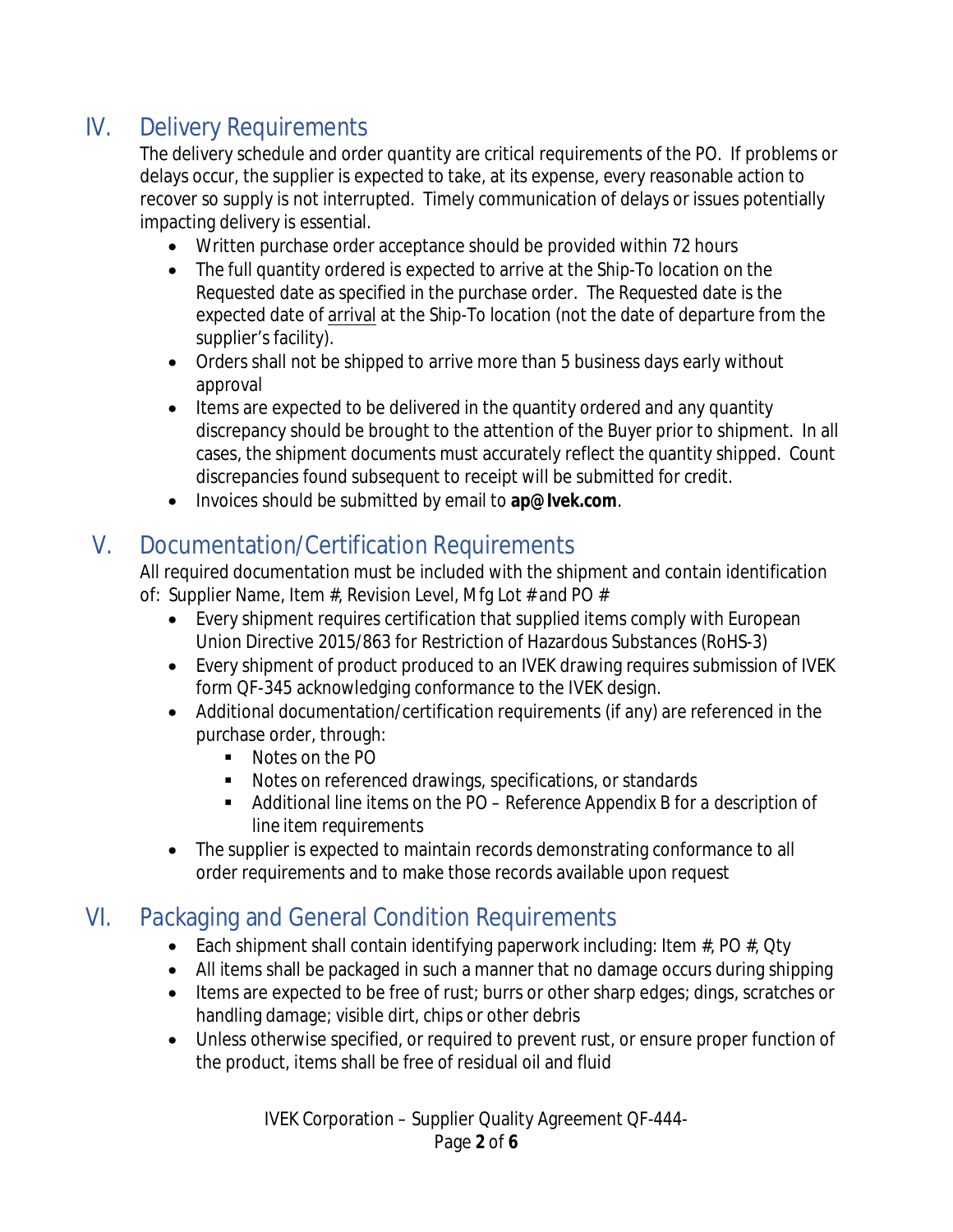## IV. Delivery Requirements

The delivery schedule and order quantity are critical requirements of the PO. If problems or delays occur, the supplier is expected to take, at its expense, every reasonable action to recover so supply is not interrupted. Timely communication of delays or issues potentially impacting delivery is essential.

- Written purchase order acceptance should be provided within 72 hours
- The full quantity ordered is expected to arrive at the Ship-To location on the Requested date as specified in the purchase order. The Requested date is the expected date of arrival at the Ship-To location (not the date of departure from the supplier's facility).
- Orders shall not be shipped to arrive more than 5 business days early without approval
- Items are expected to be delivered in the quantity ordered and any quantity discrepancy should be brought to the attention of the Buyer prior to shipment. In all cases, the shipment documents must accurately reflect the quantity shipped. Count discrepancies found subsequent to receipt will be submitted for credit.
- Invoices should be submitted by email to **ap@Ivek.com**.

## V. Documentation/Certification Requirements

All required documentation must be included with the shipment and contain identification of: Supplier Name, Item #, Revision Level, Mfg Lot # and PO #

- Every shipment requires certification that supplied items comply with European Union Directive 2015/863 for Restriction of Hazardous Substances (RoHS-3)
- Every shipment of product produced to an IVEK drawing requires submission of IVEK form QF-345 acknowledging conformance to the IVEK design.
- Additional documentation/certification requirements (if any) are referenced in the purchase order, through:
  - Notes on the PO
  - Notes on referenced drawings, specifications, or standards
  - Additional line items on the PO – Reference Appendix B for a description of line item requirements
- The supplier is expected to maintain records demonstrating conformance to all order requirements and to make those records available upon request

## VI. Packaging and General Condition Requirements

- Each shipment shall contain identifying paperwork including: Item #, PO #, Qty
- All items shall be packaged in such a manner that no damage occurs during shipping
- Items are expected to be free of rust; burrs or other sharp edges; dings, scratches or handling damage; visible dirt, chips or other debris
- Unless otherwise specified, or required to prevent rust, or ensure proper function of the product, items shall be free of residual oil and fluid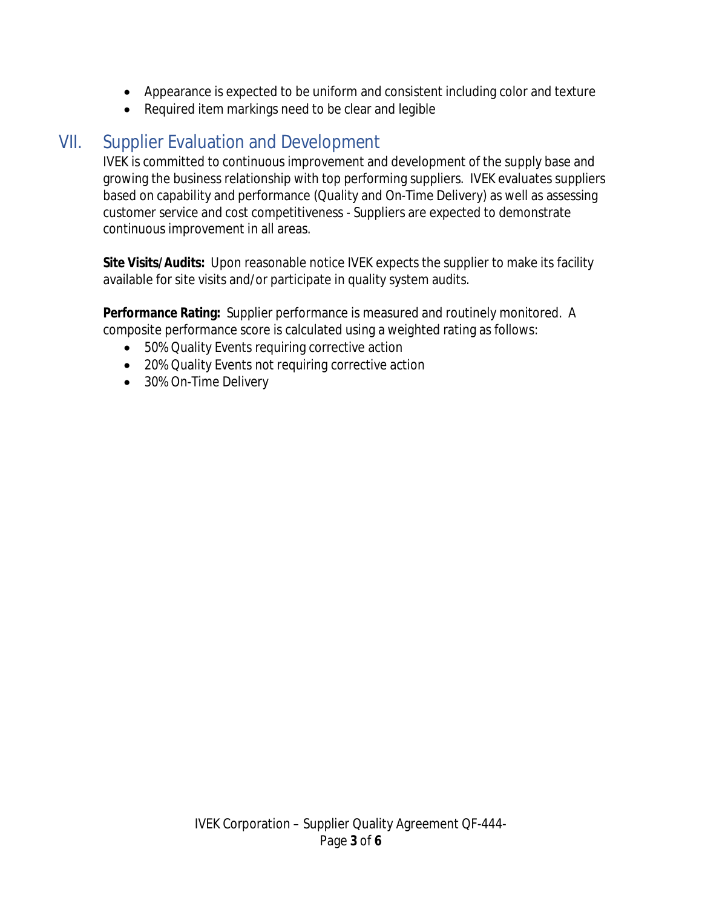- Appearance is expected to be uniform and consistent including color and texture
- Required item markings need to be clear and legible

## VII. Supplier Evaluation and Development

IVEK is committed to continuous improvement and development of the supply base and growing the business relationship with top performing suppliers. IVEK evaluates suppliers based on capability and performance (Quality and On-Time Delivery) as well as assessing customer service and cost competitiveness - Suppliers are expected to demonstrate continuous improvement in all areas.

**Site Visits/Audits:** Upon reasonable notice IVEK expects the supplier to make its facility available for site visits and/or participate in quality system audits.

**Performance Rating:** Supplier performance is measured and routinely monitored. A composite performance score is calculated using a weighted rating as follows:

- 50% Quality Events requiring corrective action
- 20% Quality Events not requiring corrective action
- 30% On-Time Delivery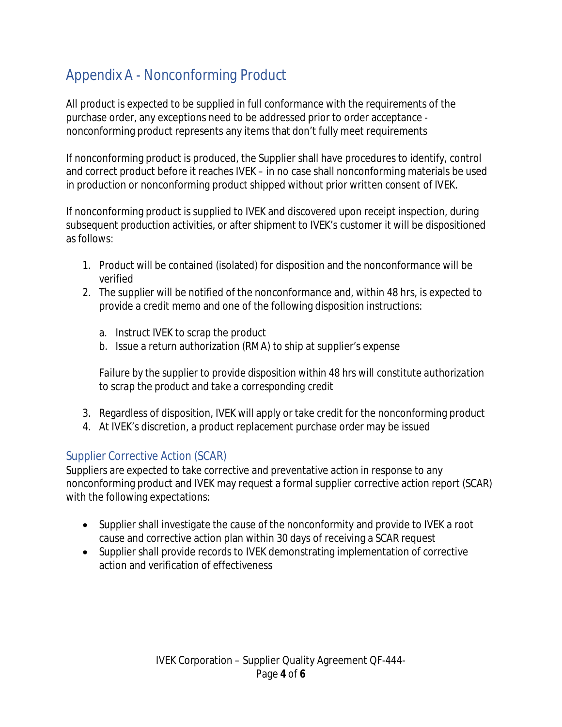## Appendix A - Nonconforming Product

All product is expected to be supplied in full conformance with the requirements of the purchase order, any exceptions need to be addressed prior to order acceptance - nonconforming product represents any items that don't fully meet requirements

If nonconforming product is produced, the Supplier shall have procedures to identify, control and correct product before it reaches IVEK – in no case shall nonconforming materials be used in production or nonconforming product shipped without prior written consent of IVEK.

If nonconforming product is supplied to IVEK and discovered upon receipt inspection, during subsequent production activities, or after shipment to IVEK's customer it will be dispositioned as follows:

1. Product will be contained (isolated) for disposition and the nonconformance will be verified
2. The supplier will be notified of the nonconformance and, within 48 hrs, is expected to provide a credit memo and one of the following disposition instructions:

   a. Instruct IVEK to scrap the product
   b. Issue a return authorization (RMA) to ship at supplier's expense

   *Failure by the supplier to provide disposition within 48 hrs will constitute authorization to scrap the product and take a corresponding credit*

3. Regardless of disposition, IVEK will apply or take credit for the nonconforming product
4. At IVEK's discretion, a product replacement purchase order may be issued

### Supplier Corrective Action (SCAR)

Suppliers are expected to take corrective and preventative action in response to any nonconforming product and IVEK may request a formal supplier corrective action report (SCAR) with the following expectations:

- Supplier shall investigate the cause of the nonconformity and provide to IVEK a root cause and corrective action plan within 30 days of receiving a SCAR request
- Supplier shall provide records to IVEK demonstrating implementation of corrective action and verification of effectiveness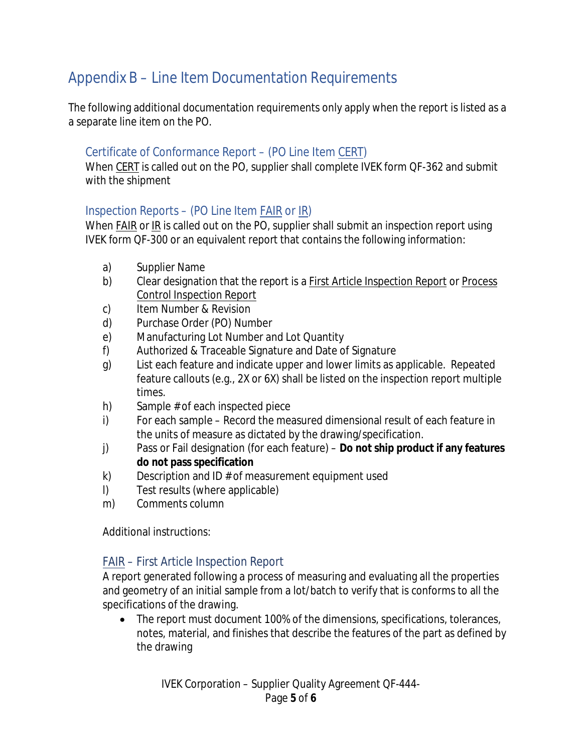# Appendix B – Line Item Documentation Requirements

The following additional documentation requirements only apply when the report is listed as a a separate line item on the PO.

## Certificate of Conformance Report – (PO Line Item CERT)

When CERT is called out on the PO, supplier shall complete IVEK form QF-362 and submit with the shipment

## Inspection Reports – (PO Line Item FAIR or IR)

When FAIR or IR is called out on the PO, supplier shall submit an inspection report using IVEK form QF-300 or an equivalent report that contains the following information:

a) Supplier Name
b) Clear designation that the report is a First Article Inspection Report or Process Control Inspection Report
c) Item Number & Revision
d) Purchase Order (PO) Number
e) Manufacturing Lot Number and Lot Quantity
f) Authorized & Traceable Signature and Date of Signature
g) List each feature and indicate upper and lower limits as applicable. Repeated feature callouts (e.g., 2X or 6X) shall be listed on the inspection report multiple times.
h) Sample # of each inspected piece
i) For each sample – Record the measured dimensional result of each feature in the units of measure as dictated by the drawing/specification.
j) Pass or Fail designation (for each feature) – **Do not ship product if any features do not pass specification**
k) Description and ID # of measurement equipment used
l) Test results (where applicable)
m) Comments column

Additional instructions:

### FAIR – First Article Inspection Report

A report generated following a process of measuring and evaluating all the properties and geometry of an initial sample from a lot/batch to verify that is conforms to all the specifications of the drawing.

- The report must document 100% of the dimensions, specifications, tolerances, notes, material, and finishes that describe the features of the part as defined by the drawing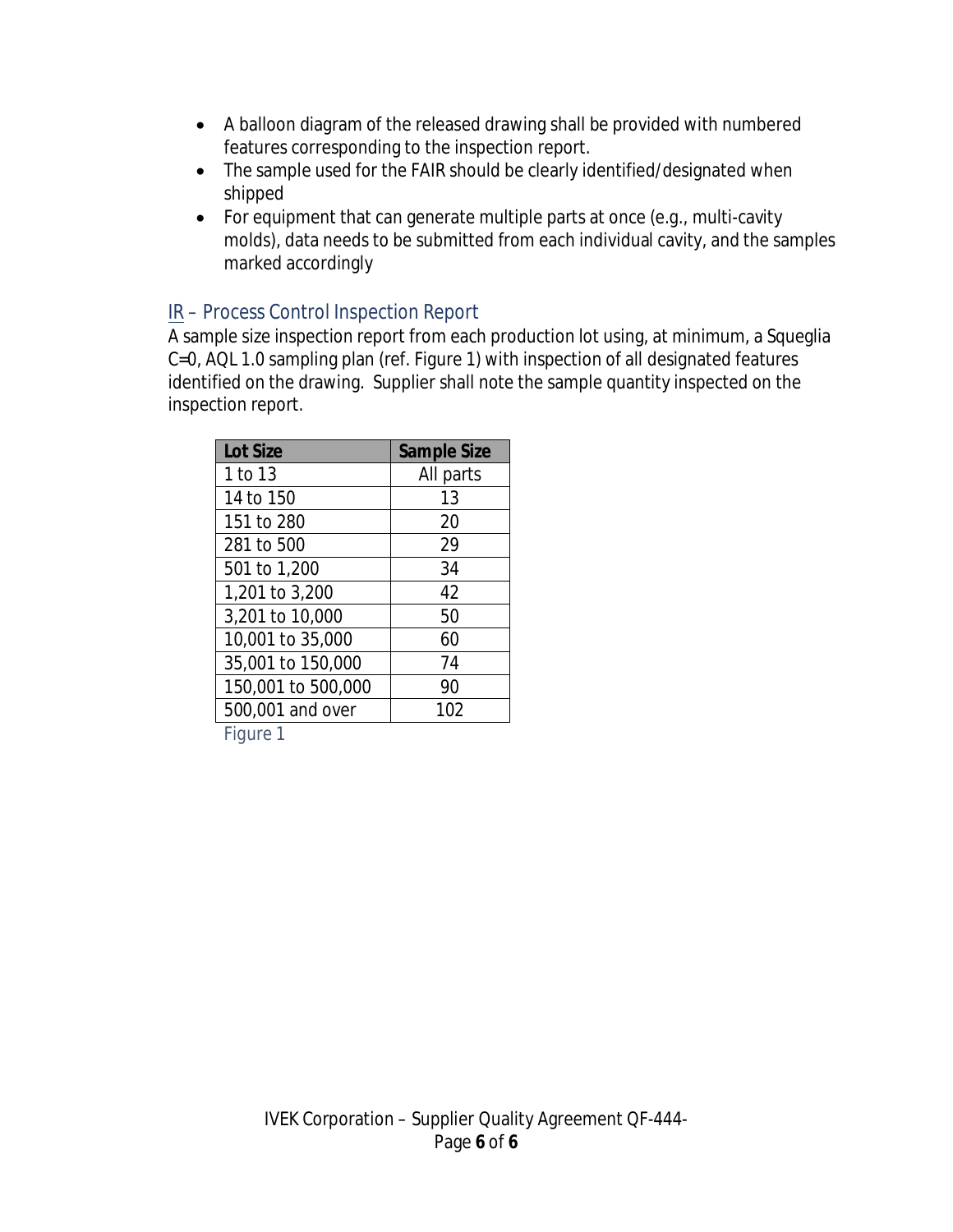- A balloon diagram of the released drawing shall be provided with numbered features corresponding to the inspection report.
- The sample used for the FAIR should be clearly identified/designated when shipped
- For equipment that can generate multiple parts at once (e.g., multi-cavity molds), data needs to be submitted from each individual cavity, and the samples marked accordingly

## IR – Process Control Inspection Report

A sample size inspection report from each production lot using, at minimum, a Squeglia C=0, AQL 1.0 sampling plan (ref. Figure 1) with inspection of all designated features identified on the drawing. Supplier shall note the sample quantity inspected on the inspection report.

| Lot Size | Sample Size |
| --- | --- |
| 1 to 13 | All parts |
| 14 to 150 | 13 |
| 151 to 280 | 20 |
| 281 to 500 | 29 |
| 501 to 1,200 | 34 |
| 1,201 to 3,200 | 42 |
| 3,201 to 10,000 | 50 |
| 10,001 to 35,000 | 60 |
| 35,001 to 150,000 | 74 |
| 150,001 to 500,000 | 90 |
| 500,001 and over | 102 |

Figure 1